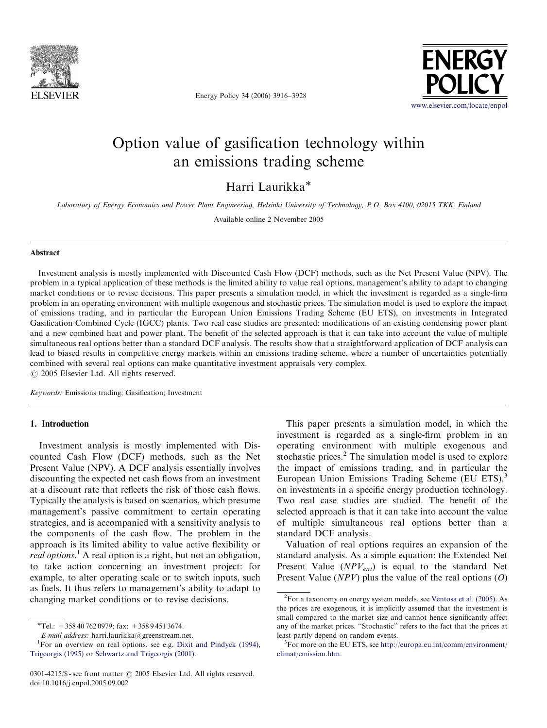# Option value of gasification technology within an emissions trading scheme

Harri Laurikka*

*Laboratory of Energy Economics and Power Plant Engineering, Helsinki University of Technology, P.O. Box 4100, 02015 TKK, Finland*

Available online 2 November 2005

## Abstract

Investment analysis is mostly implemented with Discounted Cash Flow (DCF) methods, such as the Net Present Value (NPV). The problem in a typical application of these methods is the limited ability to value real options, management's ability to adapt to changing market conditions or to revise decisions. This paper presents a simulation model, in which the investment is regarded as a single-firm problem in an operating environment with multiple exogenous and stochastic prices. The simulation model is used to explore the impact of emissions trading, and in particular the European Union Emissions Trading Scheme (EU ETS), on investments in Integrated Gasification Combined Cycle (IGCC) plants. Two real case studies are presented: modifications of an existing condensing power plant and a new combined heat and power plant. The benefit of the selected approach is that it can take into account the value of multiple simultaneous real options better than a standard DCF analysis. The results show that a straightforward application of DCF analysis can lead to biased results in competitive energy markets within an emissions trading scheme, where a number of uncertainties potentially combined with several real options can make quantitative investment appraisals very complex.

© 2005 Elsevier Ltd. All rights reserved.

*Keywords:* Emissions trading; Gasification; Investment

## 1. Introduction

Investment analysis is mostly implemented with Discounted Cash Flow (DCF) methods, such as the Net Present Value (NPV). A DCF analysis essentially involves discounting the expected net cash flows from an investment at a discount rate that reflects the risk of those cash flows. Typically the analysis is based on scenarios, which presume management's passive commitment to certain operating strategies, and is accompanied with a sensitivity analysis to the components of the cash flow. The problem in the approach is its limited ability to value active flexibility or *real options*.[1] A real option is a right, but not an obligation, to take action concerning an investment project: for example, to alter operating scale or to switch inputs, such as fuels. It thus refers to management's ability to adapt to changing market conditions or to revise decisions.

This paper presents a simulation model, in which the investment is regarded as a single-firm problem in an operating environment with multiple exogenous and stochastic prices.[2] The simulation model is used to explore the impact of emissions trading, and in particular the European Union Emissions Trading Scheme (EU ETS),[3] on investments in a specific energy production technology. Two real case studies are studied. The benefit of the selected approach is that it can take into account the value of multiple simultaneous real options better than a standard DCF analysis.

Valuation of real options requires an expansion of the standard analysis. As a simple equation: the Extended Net Present Value ($NPV_{ext}$) is equal to the standard Net Present Value ($NPV$) plus the value of the real options ($O$)

---

*Tel.: +358 40 762 0979; fax: +358 9 451 3674.
*E-mail address:* harri.laurikka@greenstream.net.

[1] For an overview on real options, see e.g. Dixit and Pindyck (1994), Trigeorgis (1995) or Schwartz and Trigeorgis (2001).

[2] For a taxonomy on energy system models, see Ventosa et al. (2005). As the prices are exogenous, it is implicitly assumed that the investment is small compared to the market size and cannot hence significantly affect any of the market prices. "Stochastic" refers to the fact that the prices at least partly depend on random events.

[3] For more on the EU ETS, see http://europa.eu.int/comm/environment/climat/emission.htm.

0301-4215/$ - see front matter © 2005 Elsevier Ltd. All rights reserved.
doi:10.1016/j.enpol.2005.09.002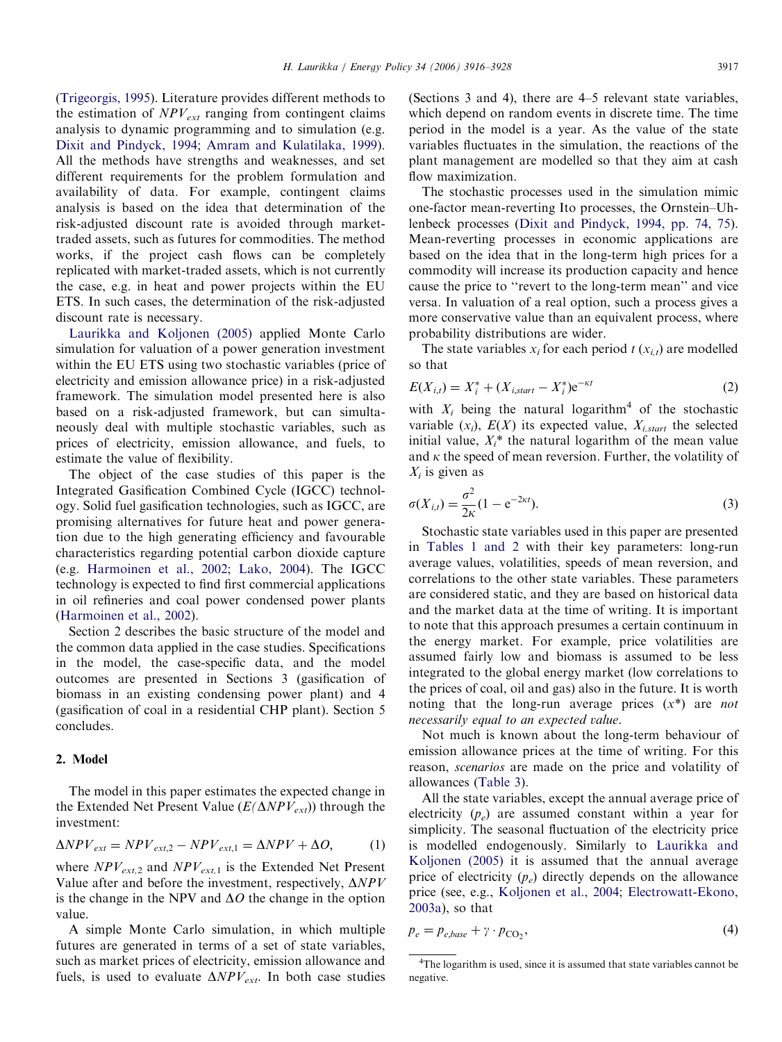(Trigeorgis, 1995). Literature provides different methods to the estimation of $NPV_{ext}$ ranging from contingent claims analysis to dynamic programming and to simulation (e.g. Dixit and Pindyck, 1994; Amram and Kulatilaka, 1999). All the methods have strengths and weaknesses, and set different requirements for the problem formulation and availability of data. For example, contingent claims analysis is based on the idea that determination of the risk-adjusted discount rate is avoided through market-traded assets, such as futures for commodities. The method works, if the project cash flows can be completely replicated with market-traded assets, which is not currently the case, e.g. in heat and power projects within the EU ETS. In such cases, the determination of the risk-adjusted discount rate is necessary.

Laurikka and Koljonen (2005) applied Monte Carlo simulation for valuation of a power generation investment within the EU ETS using two stochastic variables (price of electricity and emission allowance price) in a risk-adjusted framework. The simulation model presented here is also based on a risk-adjusted framework, but can simultaneously deal with multiple stochastic variables, such as prices of electricity, emission allowance, and fuels, to estimate the value of flexibility.

The object of the case studies of this paper is the Integrated Gasification Combined Cycle (IGCC) technology. Solid fuel gasification technologies, such as IGCC, are promising alternatives for future heat and power generation due to the high generating efficiency and favourable characteristics regarding potential carbon dioxide capture (e.g. Harmoinen et al., 2002; Lako, 2004). The IGCC technology is expected to find first commercial applications in oil refineries and coal power condensed power plants (Harmoinen et al., 2002).

Section 2 describes the basic structure of the model and the common data applied in the case studies. Specifications in the model, the case-specific data, and the model outcomes are presented in Sections 3 (gasification of biomass in an existing condensing power plant) and 4 (gasification of coal in a residential CHP plant). Section 5 concludes.

## 2. Model

The model in this paper estimates the expected change in the Extended Net Present Value ($E(\Delta NPV_{ext})$) through the investment:

$$\Delta NPV_{ext} = NPV_{ext,2} - NPV_{ext,1} = \Delta NPV + \Delta O, \tag{1}$$

where $NPV_{ext,2}$ and $NPV_{ext,1}$ is the Extended Net Present Value after and before the investment, respectively, $\Delta NPV$ is the change in the NPV and $\Delta O$ the change in the option value.

A simple Monte Carlo simulation, in which multiple futures are generated in terms of a set of state variables, such as market prices of electricity, emission allowance and fuels, is used to evaluate $\Delta NPV_{ext}$. In both case studies (Sections 3 and 4), there are 4–5 relevant state variables, which depend on random events in discrete time. The time period in the model is a year. As the value of the state variables fluctuates in the simulation, the reactions of the plant management are modelled so that they aim at cash flow maximization.

The stochastic processes used in the simulation mimic one-factor mean-reverting Ito processes, the Ornstein–Uhlenbeck processes (Dixit and Pindyck, 1994, pp. 74, 75). Mean-reverting processes in economic applications are based on the idea that in the long-term high prices for a commodity will increase its production capacity and hence cause the price to "revert to the long-term mean" and vice versa. In valuation of a real option, such a process gives a more conservative value than an equivalent process, where probability distributions are wider.

The state variables $x_i$ for each period $t$ ($x_{i,t}$) are modelled so that

$$E(X_{i,t}) = X_i^* + (X_{i,start} - X_i^*)e^{-\kappa t} \tag{2}$$

with $X_i$ being the natural logarithm[4] of the stochastic variable ($x_i$), $E(X)$ its expected value, $X_{i,start}$ the selected initial value, $X_i^*$ the natural logarithm of the mean value and $\kappa$ the speed of mean reversion. Further, the volatility of $X_i$ is given as

$$\sigma(X_{i,t}) = \frac{\sigma^2}{2\kappa}(1 - e^{-2\kappa t}). \tag{3}$$

Stochastic state variables used in this paper are presented in Tables 1 and 2 with their key parameters: long-run average values, volatilities, speeds of mean reversion, and correlations to the other state variables. These parameters are considered static, and they are based on historical data and the market data at the time of writing. It is important to note that this approach presumes a certain continuum in the energy market. For example, price volatilities are assumed fairly low and biomass is assumed to be less integrated to the global energy market (low correlations to the prices of coal, oil and gas) also in the future. It is worth noting that the long-run average prices ($x^*$) are *not necessarily equal to an expected value*.

Not much is known about the long-term behaviour of emission allowance prices at the time of writing. For this reason, *scenarios* are made on the price and volatility of allowances (Table 3).

All the state variables, except the annual average price of electricity ($p_e$) are assumed constant within a year for simplicity. The seasonal fluctuation of the electricity price is modelled endogenously. Similarly to Laurikka and Koljonen (2005) it is assumed that the annual average price of electricity ($p_e$) directly depends on the allowance price (see, e.g., Koljonen et al., 2004; Electrowatt-Ekono, 2003a), so that

$$p_e = p_{e,base} + \gamma \cdot p_{CO_2}, \tag{4}$$

[4] The logarithm is used, since it is assumed that state variables cannot be negative.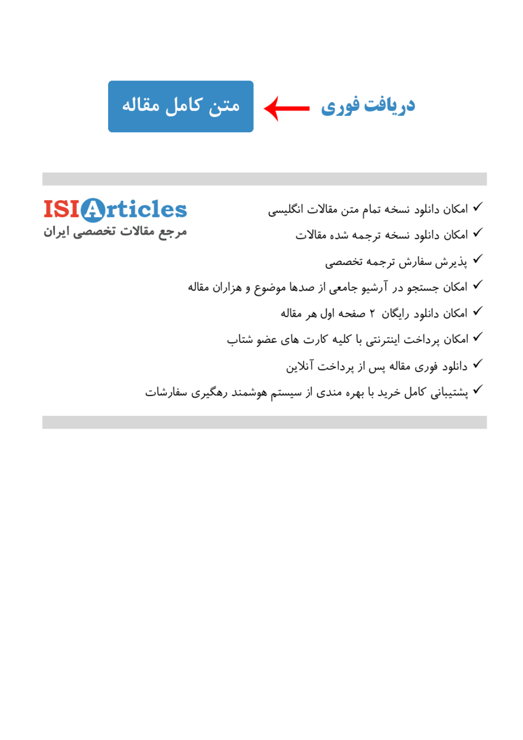دریافت فوری ← متن کامل مقاله

**ISIArticles**
مرجع مقالات تخصصی ایران

- ✓ امکان دانلود نسخه تمام متن مقالات انگلیسی
- ✓ امکان دانلود نسخه ترجمه شده مقالات
- ✓ پذیرش سفارش ترجمه تخصصی
- ✓ امکان جستجو در آرشیو جامعی از صدها موضوع و هزاران مقاله
- ✓ امکان دانلود رایگان ۲ صفحه اول هر مقاله
- ✓ امکان پرداخت اینترنتی با کلیه کارت های عضو شتاب
- ✓ دانلود فوری مقاله پس از پرداخت آنلاین
- ✓ پشتیبانی کامل خرید با بهره مندی از سیستم هوشمند رهگیری سفارشات